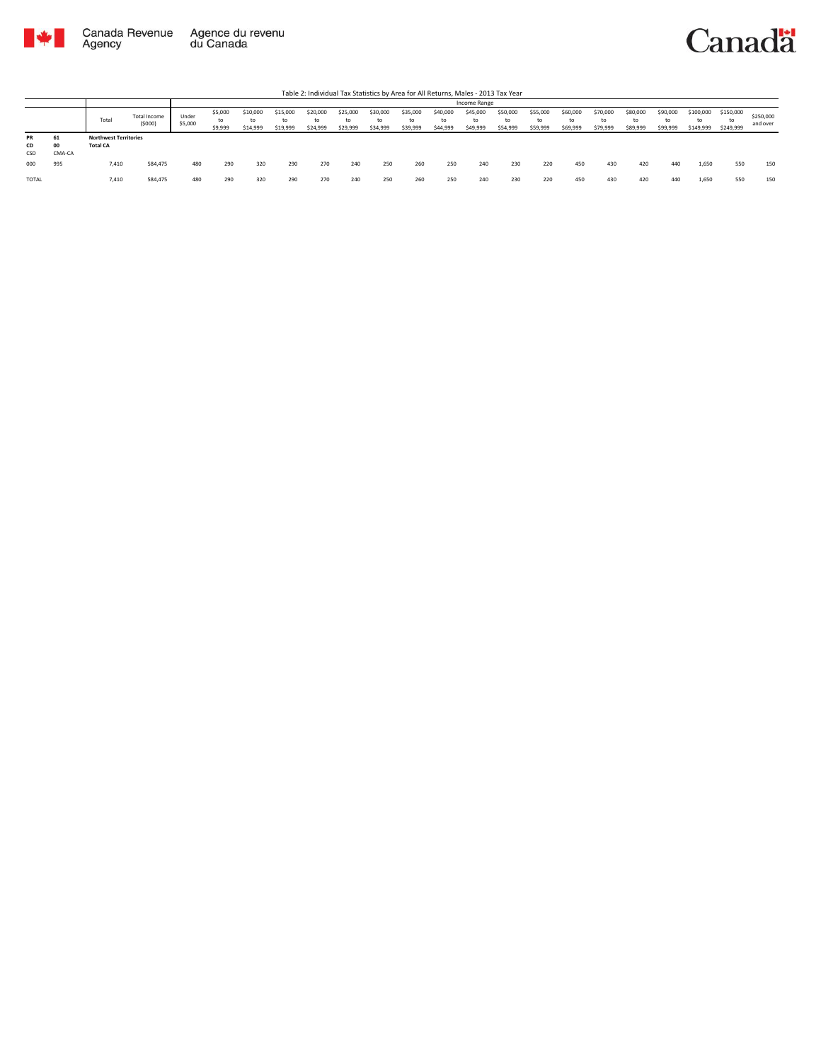Table 2: Individual Tax Statistics by Area for All Returns, Males - 2013 Tax Year

| | | Total | Total Income ($000) | Income Range | | | | | | | | | | | | | | | | | | | |
|---|---|---|---|---|---|---|---|---|---|---|---|---|---|---|---|---|---|---|---|---|---|---|---|
| | | | | Under $5,000 | $5,000 to $9,999 | $10,000 to $14,999 | $15,000 to $19,999 | $20,000 to $24,999 | $25,000 to $29,999 | $30,000 to $34,999 | $35,000 to $39,999 | $40,000 to $44,999 | $45,000 to $49,999 | $50,000 to $54,999 | $55,000 to $59,999 | $60,000 to $69,999 | $70,000 to $79,999 | $80,000 to $89,999 | $90,000 to $99,999 | $100,000 to $149,999 | $150,000 to $249,999 | $250,000 and over |
| **PR** / **CD** / CSD | **61** / **00** / CMA-CA | **Northwest Territories** / **Total CA** | | | | | | | | | | | | | | | | | | | | |
| 000 | 995 | 7,410 | 584,475 | 480 | 290 | 320 | 290 | 270 | 240 | 250 | 260 | 250 | 240 | 230 | 220 | 450 | 430 | 420 | 440 | 1,650 | 550 | 150 |
| TOTAL | | 7,410 | 584,475 | 480 | 290 | 320 | 290 | 270 | 240 | 250 | 260 | 250 | 240 | 230 | 220 | 450 | 430 | 420 | 440 | 1,650 | 550 | 150 |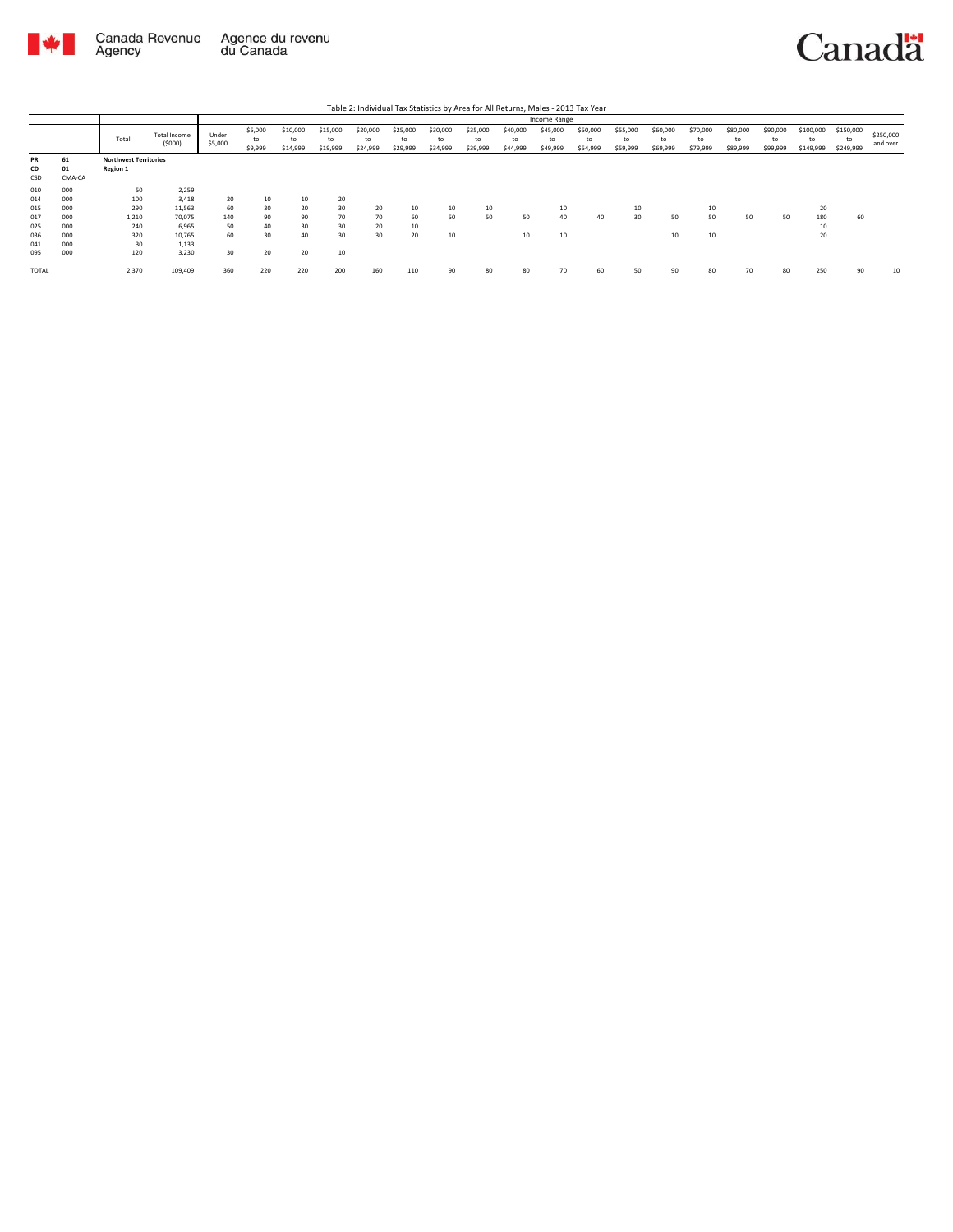Table 2: Individual Tax Statistics by Area for All Returns, Males - 2013 Tax Year

| | | | | Income Range | | | | | | | | | | | | | | | | | | |
|---|---|---|---|---|---|---|---|---|---|---|---|---|---|---|---|---|---|---|---|---|---|---|
| | | Total | Total Income ($000) | Under $5,000 | $5,000 to $9,999 | $10,000 to $14,999 | $15,000 to $19,999 | $20,000 to $24,999 | $25,000 to $29,999 | $30,000 to $34,999 | $35,000 to $39,999 | $40,000 to $44,999 | $45,000 to $49,999 | $50,000 to $54,999 | $55,000 to $59,999 | $60,000 to $69,999 | $70,000 to $79,999 | $80,000 to $89,999 | $90,000 to $99,999 | $100,000 to $149,999 | $150,000 to $249,999 | $250,000 and over |
| **PR** | **61** | **Northwest Territories** | | | | | | | | | | | | | | | | | | | | |
| **CD** | **01** | **Region 1** | | | | | | | | | | | | | | | | | | | | |
| CSD | CMA-CA | | | | | | | | | | | | | | | | | | | | | |
| 010 | 000 | 50 | 2,259 | | | | | | | | | | | | | | | | | | | |
| 014 | 000 | 100 | 3,418 | 20 | 10 | 10 | 20 | | | | | | | | | | | | | | | |
| 015 | 000 | 290 | 11,563 | 60 | 30 | 20 | 30 | 20 | 10 | 10 | 10 | | 10 | | 10 | | 10 | | | 20 | | |
| 017 | 000 | 1,210 | 70,075 | 140 | 90 | 90 | 70 | 70 | 60 | 50 | 50 | 50 | 40 | 40 | 30 | 50 | 50 | 50 | 50 | 180 | 60 | |
| 025 | 000 | 240 | 6,965 | 50 | 40 | 30 | 30 | 20 | 10 | | | | | | | | | | | 10 | | |
| 036 | 000 | 320 | 10,765 | 60 | 30 | 40 | 30 | 30 | 20 | 10 | | 10 | 10 | | | 10 | 10 | | | 20 | | |
| 041 | 000 | 30 | 1,133 | | | | | | | | | | | | | | | | | | | |
| 095 | 000 | 120 | 3,230 | 30 | 20 | 20 | 10 | | | | | | | | | | | | | | | |
| TOTAL | | 2,370 | 109,409 | 360 | 220 | 220 | 200 | 160 | 110 | 90 | 80 | 80 | 70 | 60 | 50 | 90 | 80 | 70 | 80 | 250 | 90 | 10 |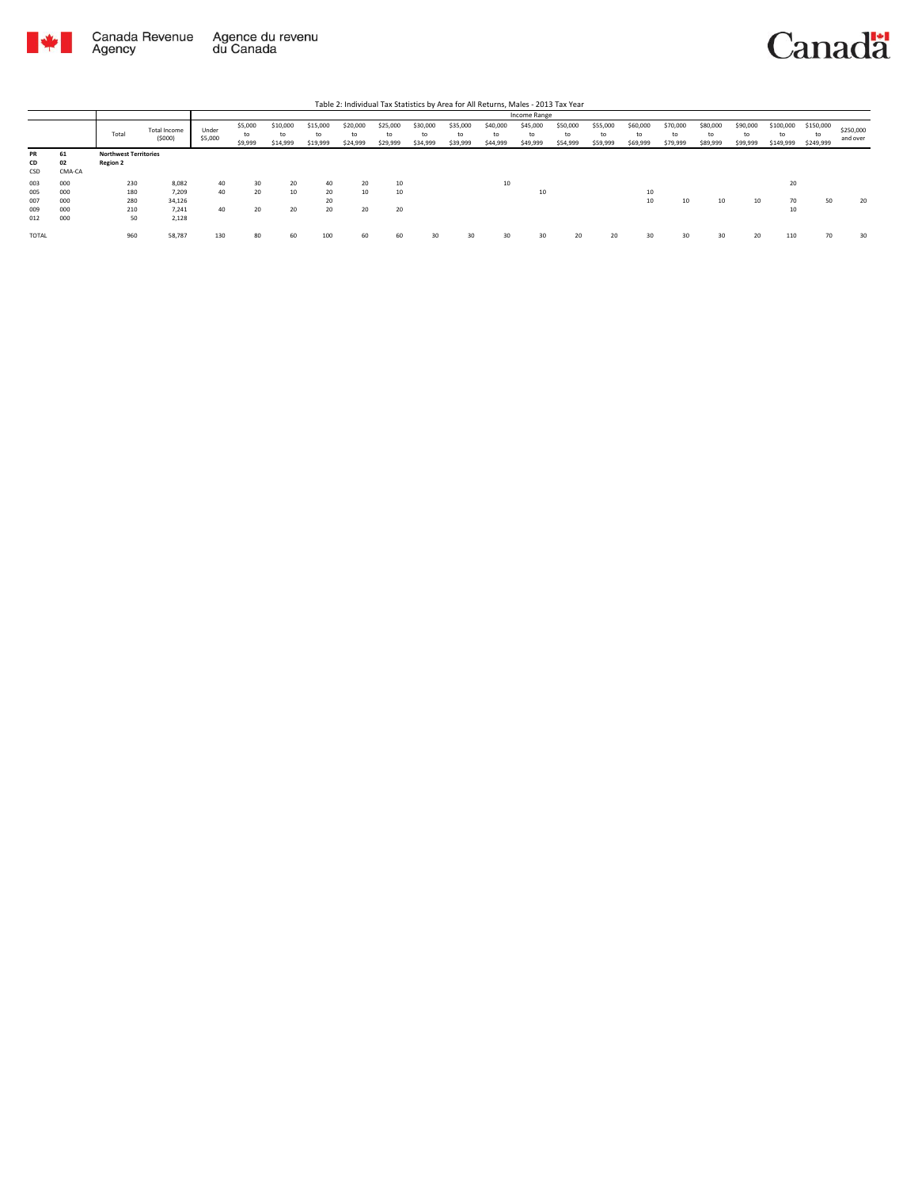Table 2: Individual Tax Statistics by Area for All Returns, Males - 2013 Tax Year

| | | | | Income Range | | | | | | | | | | | | | | | | | | |
|---|---|---|---|---|---|---|---|---|---|---|---|---|---|---|---|---|---|---|---|---|---|---|
| | | Total | Total Income ($000) | Under $5,000 | $5,000 to $9,999 | $10,000 to $14,999 | $15,000 to $19,999 | $20,000 to $24,999 | $25,000 to $29,999 | $30,000 to $34,999 | $35,000 to $39,999 | $40,000 to $44,999 | $45,000 to $49,999 | $50,000 to $54,999 | $55,000 to $59,999 | $60,000 to $69,999 | $70,000 to $79,999 | $80,000 to $89,999 | $90,000 to $99,999 | $100,000 to $149,999 | $150,000 to $249,999 | $250,000 and over |
| **PR** | **61** | **Northwest Territories** | | | | | | | | | | | | | | | | | | | | |
| **CD** | **02** | **Region 2** | | | | | | | | | | | | | | | | | | | | |
| CSD | CMA-CA | | | | | | | | | | | | | | | | | | | | | |
| 003 | 000 | 230 | 8,082 | 40 | 30 | 20 | 40 | 20 | 10 | | | 10 | | | | | | | | 20 | | |
| 005 | 000 | 180 | 7,209 | 40 | 20 | 10 | 20 | 10 | 10 | | | | 10 | | | 10 | | | | | | |
| 007 | 000 | 280 | 34,126 | | | | 20 | | | | | | | | | 10 | 10 | 10 | 10 | 70 | 50 | 20 |
| 009 | 000 | 210 | 7,241 | 40 | 20 | 20 | 20 | 20 | 20 | | | | | | | | | | | 10 | | |
| 012 | 000 | 50 | 2,128 | | | | | | | | | | | | | | | | | | | |
| TOTAL | | 960 | 58,787 | 130 | 80 | 60 | 100 | 60 | 60 | 30 | 30 | 30 | 30 | 20 | 20 | 30 | 30 | 30 | 20 | 110 | 70 | 30 |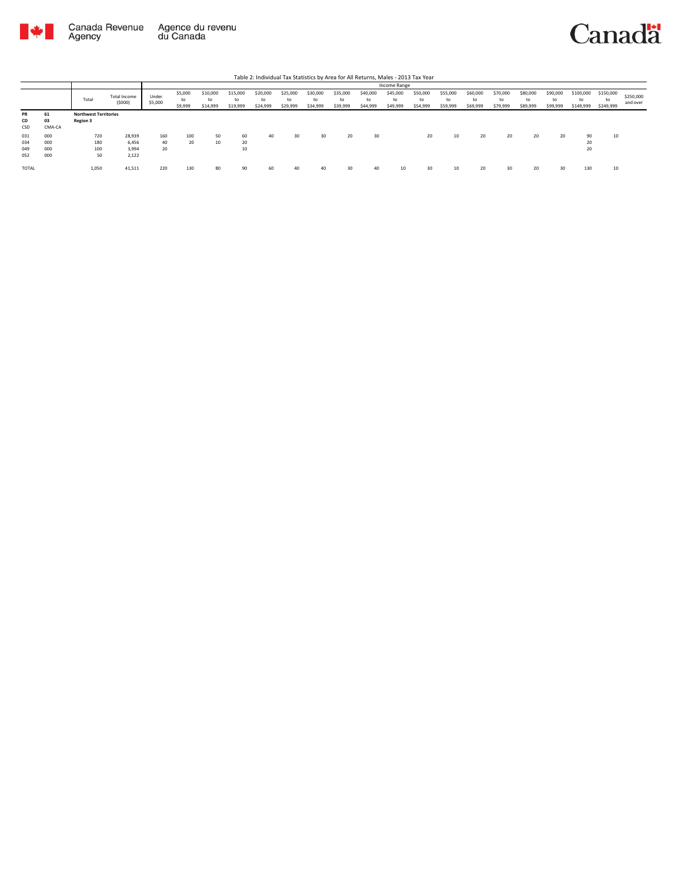Table 2: Individual Tax Statistics by Area for All Returns, Males - 2013 Tax Year

| | | Total | Total Income ($000) | Income Range | | | | | | | | | | | | | | | | | | |
|---|---|---|---|---|---|---|---|---|---|---|---|---|---|---|---|---|---|---|---|---|---|---|
| | | | | Under $5,000 | $5,000 to $9,999 | $10,000 to $14,999 | $15,000 to $19,999 | $20,000 to $24,999 | $25,000 to $29,999 | $30,000 to $34,999 | $35,000 to $39,999 | $40,000 to $44,999 | $45,000 to $49,999 | $50,000 to $54,999 | $55,000 to $59,999 | $60,000 to $69,999 | $70,000 to $79,999 | $80,000 to $89,999 | $90,000 to $99,999 | $100,000 to $149,999 | $150,000 to $249,999 | $250,000 and over |
| **PR** | **61** | **Northwest Territories** | | | | | | | | | | | | | | | | | | | | |
| **CD** | **03** | **Region 3** | | | | | | | | | | | | | | | | | | | | |
| CSD | CMA-CA | | | | | | | | | | | | | | | | | | | | | |
| 031 | 000 | 720 | 28,939 | 160 | 100 | 50 | 60 | 40 | 30 | 30 | 20 | 30 | | 20 | 10 | 20 | 20 | 20 | 20 | 90 | 10 | |
| 034 | 000 | 180 | 6,456 | 40 | 20 | 10 | 20 | | | | | | | | | | | | | 20 | | |
| 049 | 000 | 100 | 3,994 | 20 | | | 10 | | | | | | | | | | | | | 20 | | |
| 052 | 000 | 50 | 2,122 | | | | | | | | | | | | | | | | | | | |
| TOTAL | | 1,050 | 41,511 | 220 | 130 | 80 | 90 | 60 | 40 | 40 | 30 | 40 | 10 | 30 | 10 | 20 | 30 | 20 | 30 | 130 | 10 | |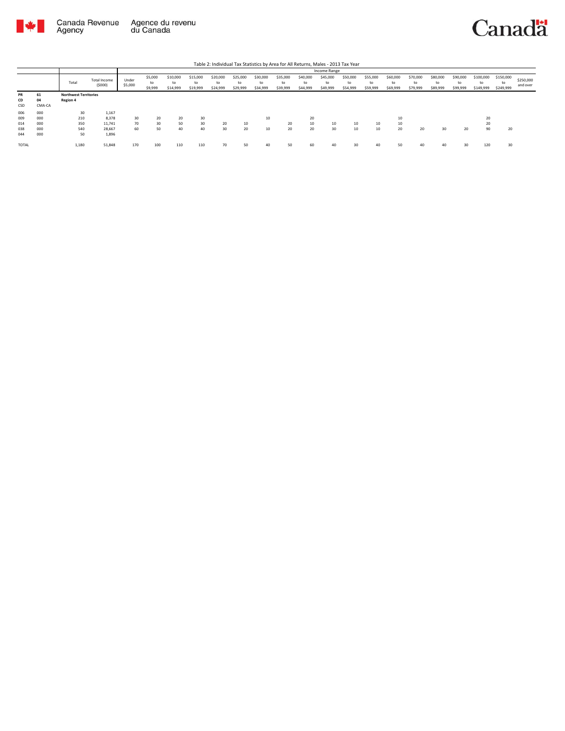Table 2: Individual Tax Statistics by Area for All Returns, Males - 2013 Tax Year

| | | Total | Total Income ($000) | Income Range | | | | | | | | | | | | | | | | | | |
|---|---|---|---|---|---|---|---|---|---|---|---|---|---|---|---|---|---|---|---|---|---|---|
| | | | | Under $5,000 | $5,000 to $9,999 | $10,000 to $14,999 | $15,000 to $19,999 | $20,000 to $24,999 | $25,000 to $29,999 | $30,000 to $34,999 | $35,000 to $39,999 | $40,000 to $44,999 | $45,000 to $49,999 | $50,000 to $54,999 | $55,000 to $59,999 | $60,000 to $69,999 | $70,000 to $79,999 | $80,000 to $89,999 | $90,000 to $99,999 | $100,000 to $149,999 | $150,000 to $249,999 | $250,000 and over |
| **PR** | **61** | **Northwest Territories** | | | | | | | | | | | | | | | | | | | | |
| **CD** | **04** | **Region 4** | | | | | | | | | | | | | | | | | | | | |
| CSD | CMA-CA | | | | | | | | | | | | | | | | | | | | | |
| 006 | 000 | 30 | 1,167 | | | | | | | | | | | | | | | | | | | |
| 009 | 000 | 210 | 8,378 | 30 | 20 | 20 | 30 | | | 10 | | 20 | | | | 10 | | | | 20 | | |
| 014 | 000 | 350 | 11,741 | 70 | 30 | 50 | 30 | 20 | 10 | | 20 | 10 | 10 | 10 | 10 | 10 | | | | 20 | | |
| 038 | 000 | 540 | 28,667 | 60 | 50 | 40 | 40 | 30 | 20 | 10 | 20 | 20 | 30 | 10 | 10 | 20 | 20 | 30 | 20 | 90 | 20 | |
| 044 | 000 | 50 | 1,896 | | | | | | | | | | | | | | | | | | | |
| TOTAL | | 1,180 | 51,848 | 170 | 100 | 110 | 110 | 70 | 50 | 40 | 50 | 60 | 40 | 30 | 40 | 50 | 40 | 40 | 30 | 120 | 30 | |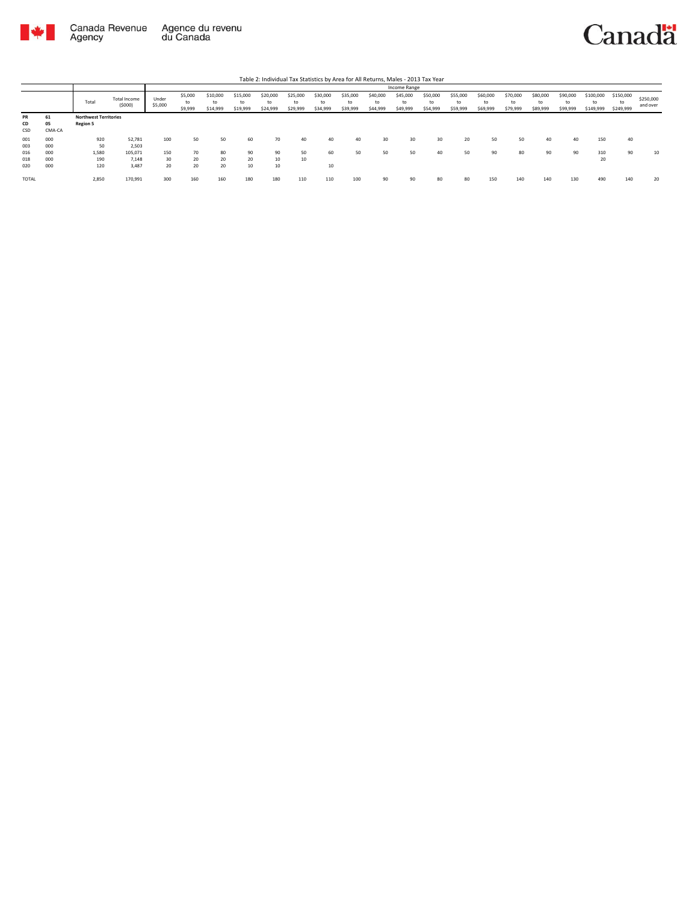Table 2: Individual Tax Statistics by Area for All Returns, Males - 2013 Tax Year

| | | Total | Total Income ($000) | Income Range | | | | | | | | | | | | | | | | | | |
|---|---|---|---|---|---|---|---|---|---|---|---|---|---|---|---|---|---|---|---|---|---|---|
| | | | | Under $5,000 | $5,000 to $9,999 | $10,000 to $14,999 | $15,000 to $19,999 | $20,000 to $24,999 | $25,000 to $29,999 | $30,000 to $34,999 | $35,000 to $39,999 | $40,000 to $44,999 | $45,000 to $49,999 | $50,000 to $54,999 | $55,000 to $59,999 | $60,000 to $69,999 | $70,000 to $79,999 | $80,000 to $89,999 | $90,000 to $99,999 | $100,000 to $149,999 | $150,000 to $249,999 | $250,000 and over |
| **PR** | **61** | **Northwest Territories** | | | | | | | | | | | | | | | | | | | | |
| **CD** | **05** | **Region 5** | | | | | | | | | | | | | | | | | | | | |
| CSD | CMA-CA | | | | | | | | | | | | | | | | | | | | | |
| 001 | 000 | 920 | 52,781 | 100 | 50 | 50 | 60 | 70 | 40 | 40 | 40 | 30 | 30 | 30 | 20 | 50 | 50 | 40 | 40 | 150 | 40 | |
| 003 | 000 | 50 | 2,503 | | | | | | | | | | | | | | | | | | | |
| 016 | 000 | 1,580 | 105,071 | 150 | 70 | 80 | 90 | 90 | 50 | 60 | 50 | 50 | 50 | 40 | 50 | 90 | 80 | 90 | 90 | 310 | 90 | 10 |
| 018 | 000 | 190 | 7,148 | 30 | 20 | 20 | 20 | 10 | 10 | | | | | | | | | | | 20 | | |
| 020 | 000 | 120 | 3,487 | 20 | 20 | 20 | 10 | 10 | | 10 | | | | | | | | | | | | |
| TOTAL | | 2,850 | 170,991 | 300 | 160 | 160 | 180 | 180 | 110 | 110 | 100 | 90 | 90 | 80 | 80 | 150 | 140 | 140 | 130 | 490 | 140 | 20 |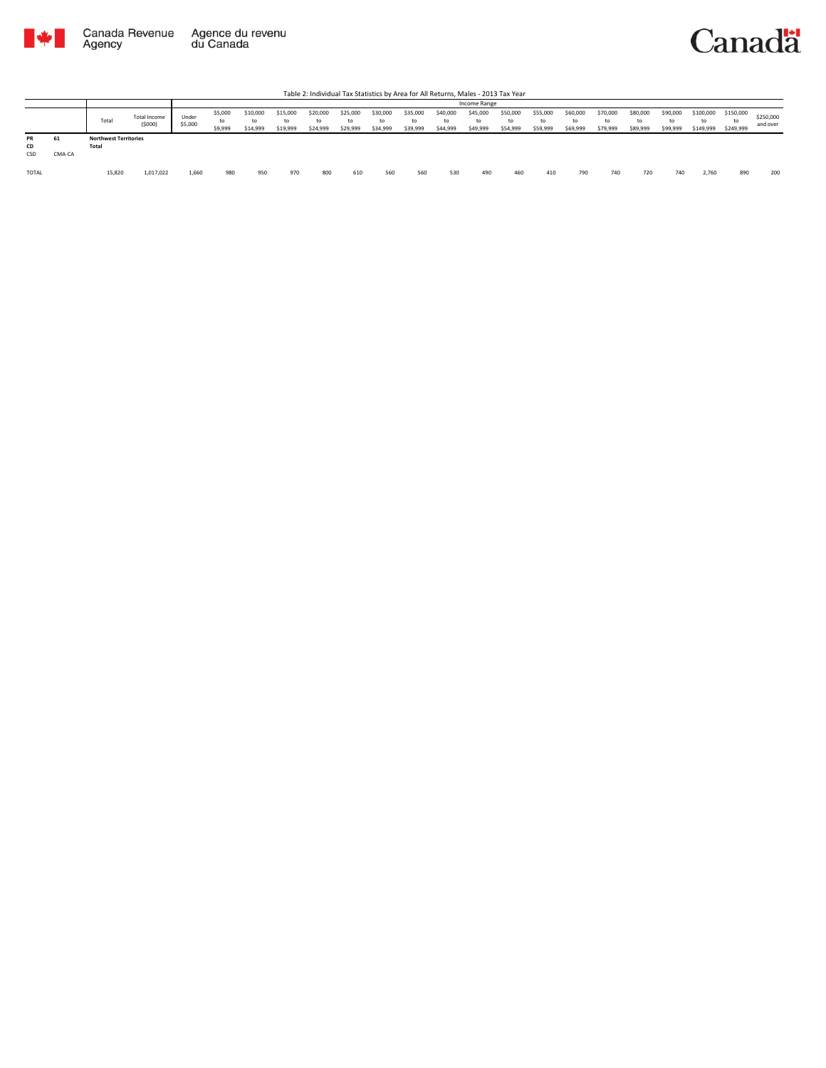Table 2: Individual Tax Statistics by Area for All Returns, Males - 2013 Tax Year

| | | Total | Total Income ($000) | Income Range | | | | | | | | | | | | | | | | | | | |
|---|---|---|---|---|---|---|---|---|---|---|---|---|---|---|---|---|---|---|---|---|---|---|---|
| | | | | Under $5,000 | $5,000 to $9,999 | $10,000 to $14,999 | $15,000 to $19,999 | $20,000 to $24,999 | $25,000 to $29,999 | $30,000 to $34,999 | $35,000 to $39,999 | $40,000 to $44,999 | $45,000 to $49,999 | $50,000 to $54,999 | $55,000 to $59,999 | $60,000 to $69,999 | $70,000 to $79,999 | $80,000 to $89,999 | $90,000 to $99,999 | $100,000 to $149,999 | $150,000 to $249,999 | $250,000 and over |
| PR | 61 | **Northwest Territories** | | | | | | | | | | | | | | | | | | | | | |
| CD | | **Total** | | | | | | | | | | | | | | | | | | | | | |
| CSD | CMA-CA | | | | | | | | | | | | | | | | | | | | | | |
| TOTAL | | 15,820 | 1,017,022 | 1,660 | 980 | 950 | 970 | 800 | 610 | 560 | 560 | 530 | 490 | 460 | 410 | 790 | 740 | 720 | 740 | 2,760 | 890 | 200 |